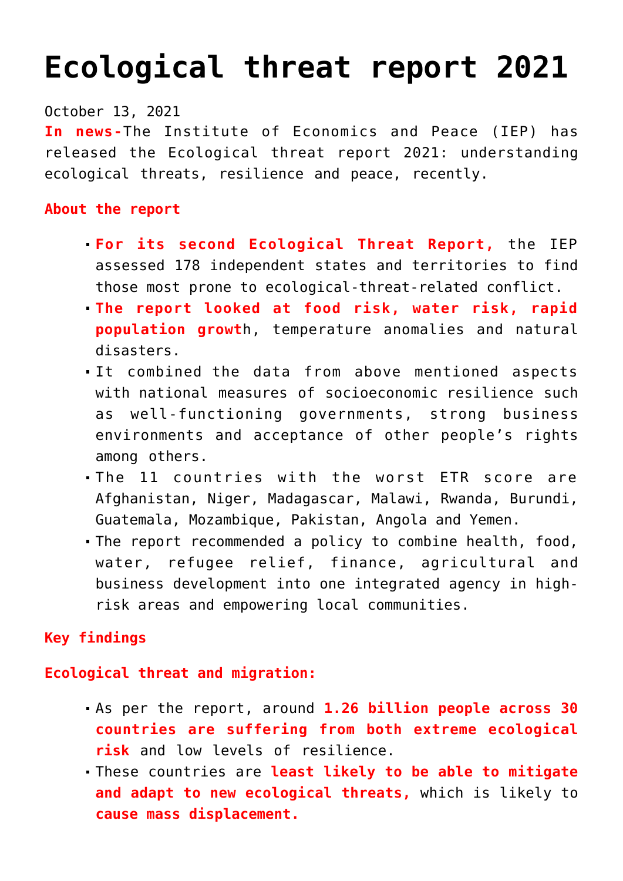# Ecological threat report 2021

October 13, 2021

**In news-**The Institute of Economics and Peace (IEP) has released the Ecological threat report 2021: understanding ecological threats, resilience and peace, recently.

**About the report**

- **For its second Ecological Threat Report,** the IEP assessed 178 independent states and territories to find those most prone to ecological-threat-related conflict.
- **The report looked at food risk, water risk, rapid population growt**h, temperature anomalies and natural disasters.
- It combined the data from above mentioned aspects with national measures of socioeconomic resilience such as well-functioning governments, strong business environments and acceptance of other people's rights among others.
- The 11 countries with the worst ETR score are Afghanistan, Niger, Madagascar, Malawi, Rwanda, Burundi, Guatemala, Mozambique, Pakistan, Angola and Yemen.
- The report recommended a policy to combine health, food, water, refugee relief, finance, agricultural and business development into one integrated agency in high-risk areas and empowering local communities.

**Key findings**

**Ecological threat and migration:**

- As per the report, around **1.26 billion people across 30 countries are suffering from both extreme ecological risk** and low levels of resilience.
- These countries are **least likely to be able to mitigate and adapt to new ecological threats,** which is likely to **cause mass displacement.**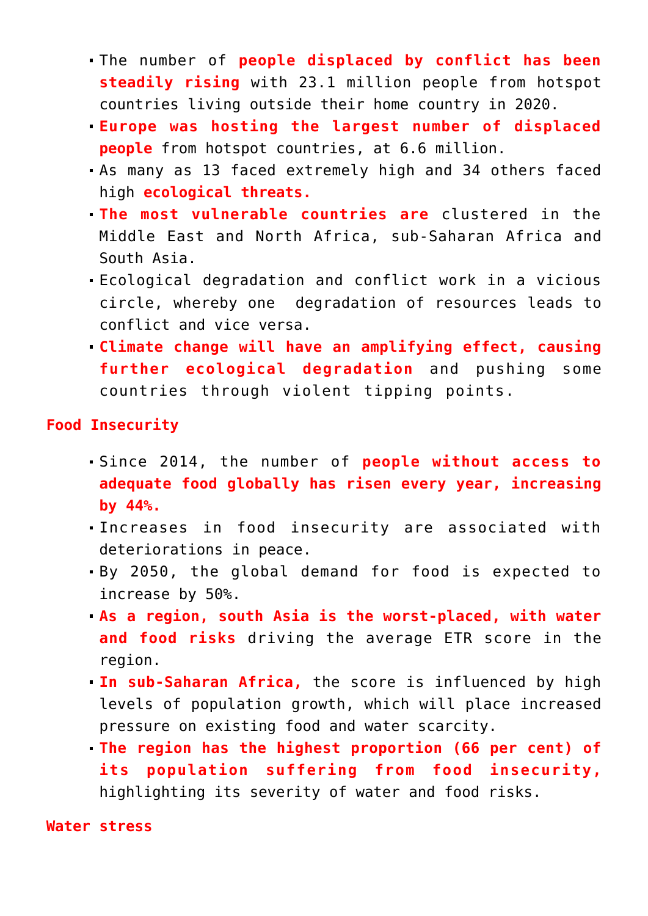- The number of **people displaced by conflict has been steadily rising** with 23.1 million people from hotspot countries living outside their home country in 2020.
- **Europe was hosting the largest number of displaced people** from hotspot countries, at 6.6 million.
- As many as 13 faced extremely high and 34 others faced high **ecological threats.**
- **The most vulnerable countries are** clustered in the Middle East and North Africa, sub-Saharan Africa and South Asia.
- Ecological degradation and conflict work in a vicious circle, whereby one degradation of resources leads to conflict and vice versa.
- **Climate change will have an amplifying effect, causing further ecological degradation** and pushing some countries through violent tipping points.

## Food Insecurity

- Since 2014, the number of **people without access to adequate food globally has risen every year, increasing by 44%.**
- Increases in food insecurity are associated with deteriorations in peace.
- By 2050, the global demand for food is expected to increase by 50%.
- **As a region, south Asia is the worst-placed, with water and food risks** driving the average ETR score in the region.
- **In sub-Saharan Africa,** the score is influenced by high levels of population growth, which will place increased pressure on existing food and water scarcity.
- **The region has the highest proportion (66 per cent) of its population suffering from food insecurity,** highlighting its severity of water and food risks.

## Water stress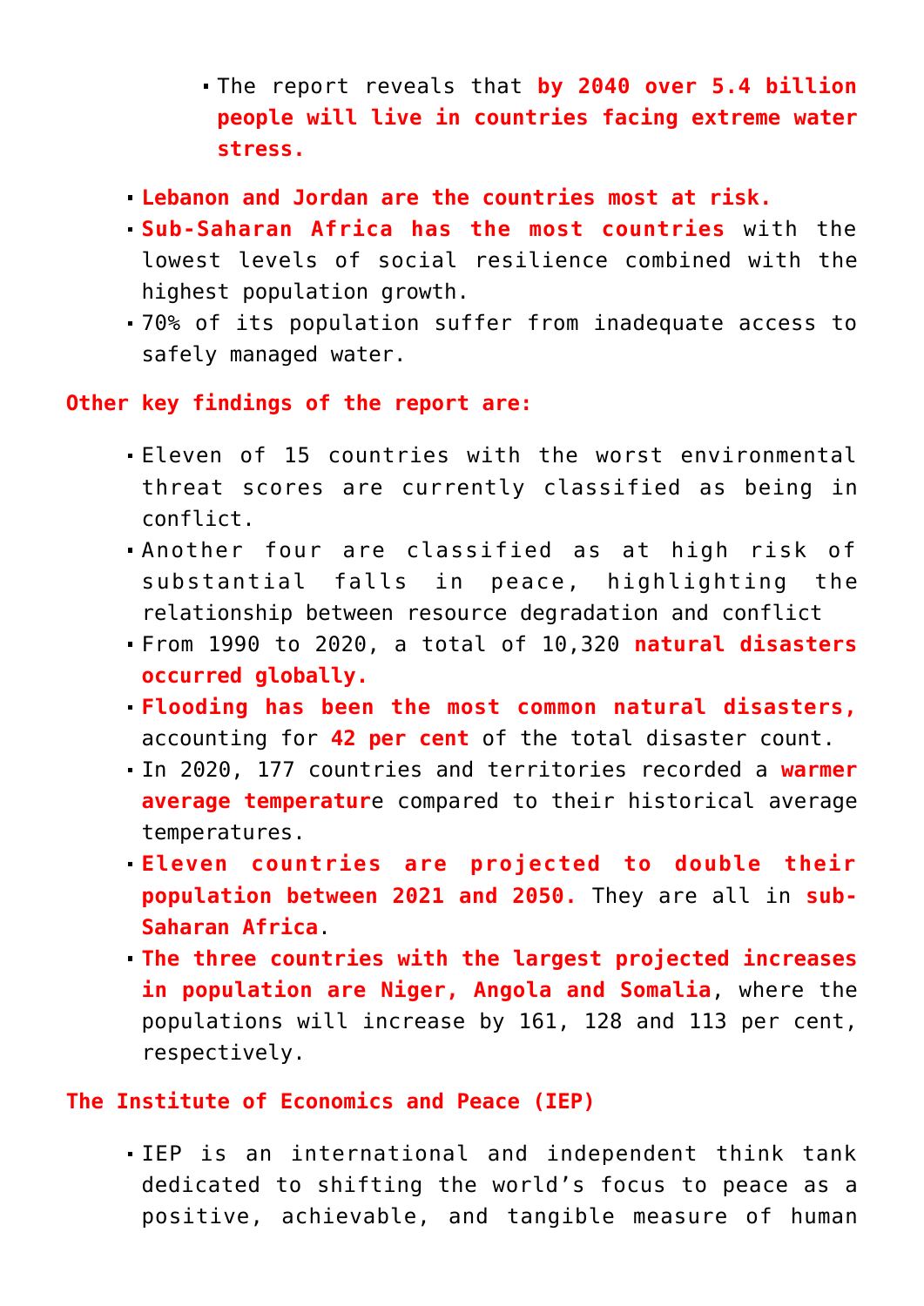- The report reveals that **by 2040 over 5.4 billion people will live in countries facing extreme water stress.**

- **Lebanon and Jordan are the countries most at risk.**
- **Sub-Saharan Africa has the most countries** with the lowest levels of social resilience combined with the highest population growth.
- 70% of its population suffer from inadequate access to safely managed water.

**Other key findings of the report are:**

- Eleven of 15 countries with the worst environmental threat scores are currently classified as being in conflict.
- Another four are classified as at high risk of substantial falls in peace, highlighting the relationship between resource degradation and conflict
- From 1990 to 2020, a total of 10,320 **natural disasters occurred globally.**
- **Flooding has been the most common natural disasters,** accounting for **42 per cent** of the total disaster count.
- In 2020, 177 countries and territories recorded a **warmer average temperatur**e compared to their historical average temperatures.
- **Eleven countries are projected to double their population between 2021 and 2050.** They are all in **sub-Saharan Africa**.
- **The three countries with the largest projected increases in population are Niger, Angola and Somalia**, where the populations will increase by 161, 128 and 113 per cent, respectively.

**The Institute of Economics and Peace (IEP)**

- IEP is an international and independent think tank dedicated to shifting the world's focus to peace as a positive, achievable, and tangible measure of human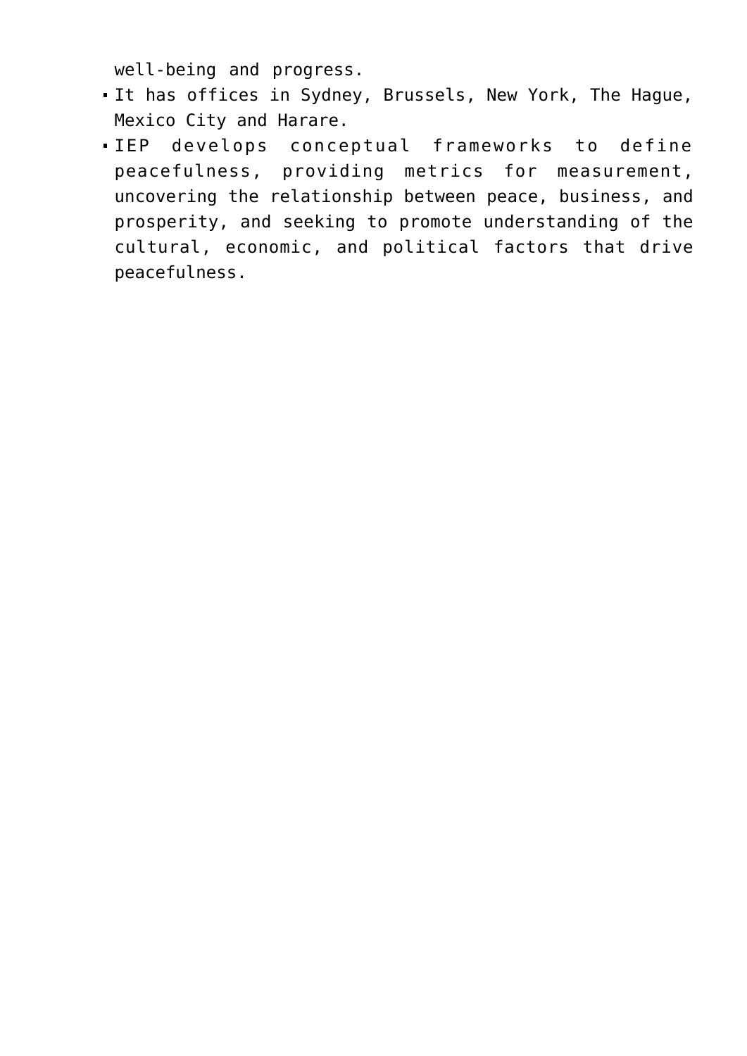well-being and progress.

- It has offices in Sydney, Brussels, New York, The Hague, Mexico City and Harare.
- IEP develops conceptual frameworks to define peacefulness, providing metrics for measurement, uncovering the relationship between peace, business, and prosperity, and seeking to promote understanding of the cultural, economic, and political factors that drive peacefulness.